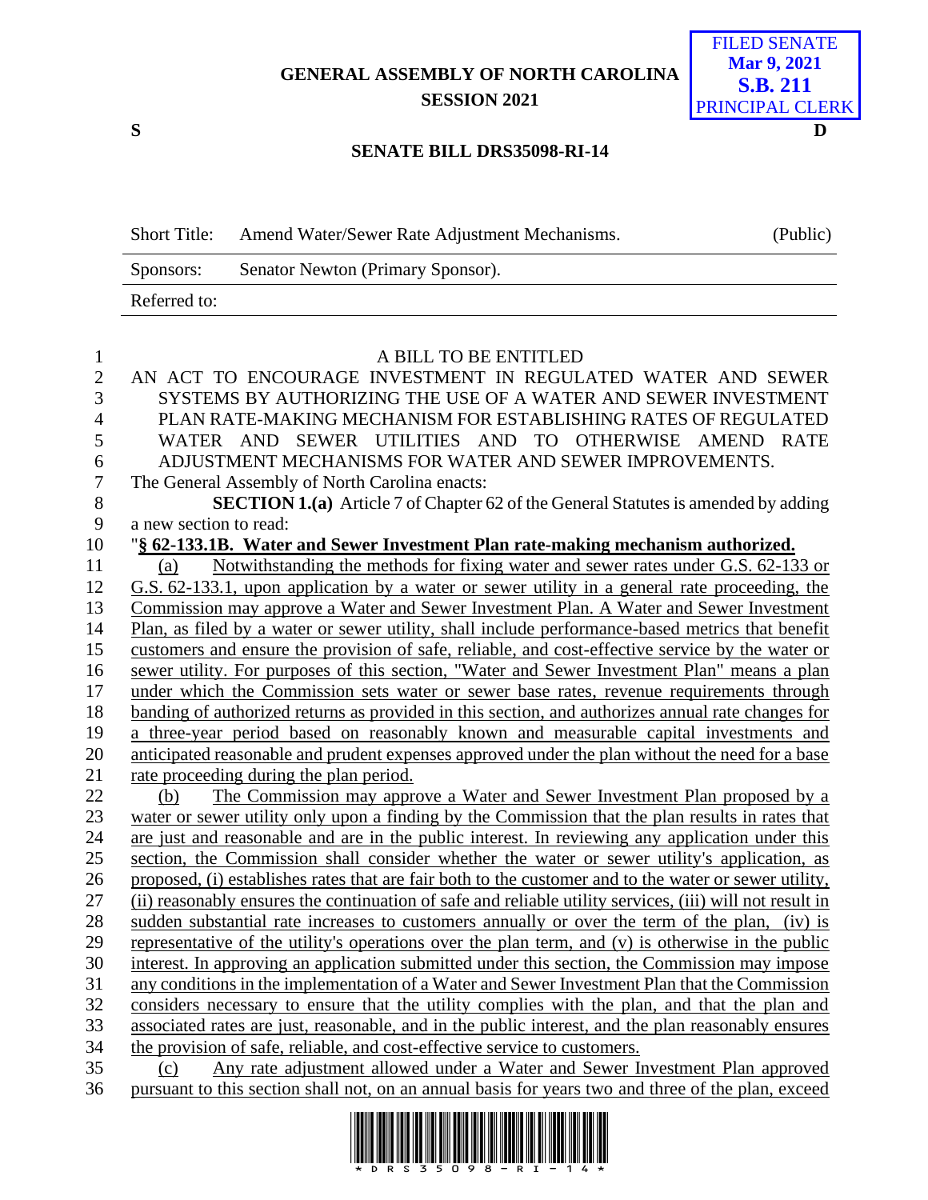GENERAL ASSEMBLY OF NORTH CAROLINA
SESSION 2021

FILED SENATE
Mar 9, 2021
S.B. 211
PRINCIPAL CLERK

S D

**SENATE BILL DRS35098-RI-14**

| Short Title: | Amend Water/Sewer Rate Adjustment Mechanisms. | (Public) |
|---|---|---|
| Sponsors: | Senator Newton (Primary Sponsor). | |
| Referred to: | | |

A BILL TO BE ENTITLED

AN ACT TO ENCOURAGE INVESTMENT IN REGULATED WATER AND SEWER SYSTEMS BY AUTHORIZING THE USE OF A WATER AND SEWER INVESTMENT PLAN RATE-MAKING MECHANISM FOR ESTABLISHING RATES OF REGULATED WATER AND SEWER UTILITIES AND TO OTHERWISE AMEND RATE ADJUSTMENT MECHANISMS FOR WATER AND SEWER IMPROVEMENTS.

The General Assembly of North Carolina enacts:

**SECTION 1.(a)** Article 7 of Chapter 62 of the General Statutes is amended by adding a new section to read:

"**§ 62-133.1B. Water and Sewer Investment Plan rate-making mechanism authorized.**

(a) Notwithstanding the methods for fixing water and sewer rates under G.S. 62-133 or G.S. 62-133.1, upon application by a water or sewer utility in a general rate proceeding, the Commission may approve a Water and Sewer Investment Plan. A Water and Sewer Investment Plan, as filed by a water or sewer utility, shall include performance-based metrics that benefit customers and ensure the provision of safe, reliable, and cost-effective service by the water or sewer utility. For purposes of this section, "Water and Sewer Investment Plan" means a plan under which the Commission sets water or sewer base rates, revenue requirements through banding of authorized returns as provided in this section, and authorizes annual rate changes for a three-year period based on reasonably known and measurable capital investments and anticipated reasonable and prudent expenses approved under the plan without the need for a base rate proceeding during the plan period.

(b) The Commission may approve a Water and Sewer Investment Plan proposed by a water or sewer utility only upon a finding by the Commission that the plan results in rates that are just and reasonable and are in the public interest. In reviewing any application under this section, the Commission shall consider whether the water or sewer utility's application, as proposed, (i) establishes rates that are fair both to the customer and to the water or sewer utility, (ii) reasonably ensures the continuation of safe and reliable utility services, (iii) will not result in sudden substantial rate increases to customers annually or over the term of the plan, (iv) is representative of the utility's operations over the plan term, and (v) is otherwise in the public interest. In approving an application submitted under this section, the Commission may impose any conditions in the implementation of a Water and Sewer Investment Plan that the Commission considers necessary to ensure that the utility complies with the plan, and that the plan and associated rates are just, reasonable, and in the public interest, and the plan reasonably ensures the provision of safe, reliable, and cost-effective service to customers.

(c) Any rate adjustment allowed under a Water and Sewer Investment Plan approved pursuant to this section shall not, on an annual basis for years two and three of the plan, exceed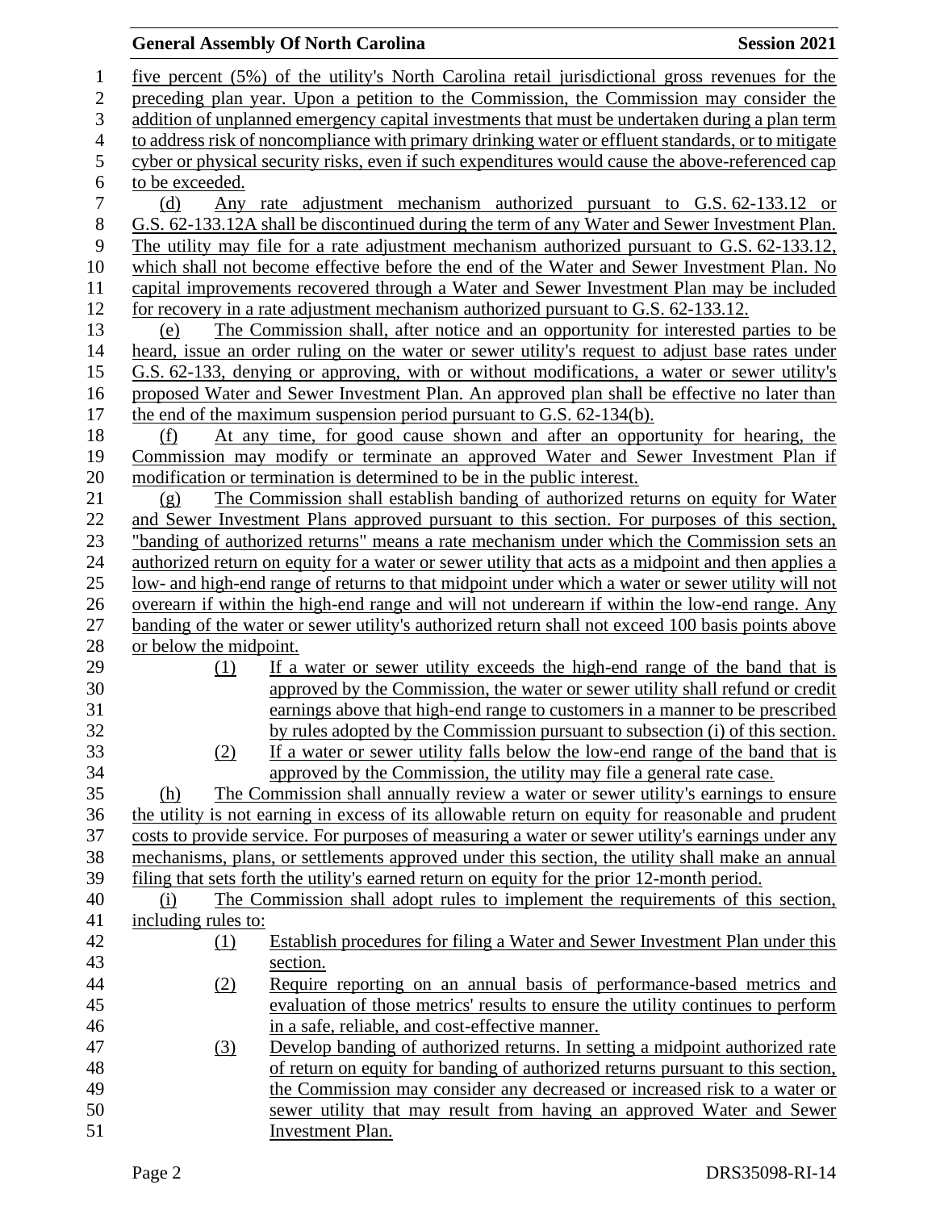five percent (5%) of the utility's North Carolina retail jurisdictional gross revenues for the preceding plan year. Upon a petition to the Commission, the Commission may consider the addition of unplanned emergency capital investments that must be undertaken during a plan term to address risk of noncompliance with primary drinking water or effluent standards, or to mitigate cyber or physical security risks, even if such expenditures would cause the above-referenced cap to be exceeded.

(d) Any rate adjustment mechanism authorized pursuant to G.S. 62-133.12 or G.S. 62-133.12A shall be discontinued during the term of any Water and Sewer Investment Plan. The utility may file for a rate adjustment mechanism authorized pursuant to G.S. 62-133.12, which shall not become effective before the end of the Water and Sewer Investment Plan. No capital improvements recovered through a Water and Sewer Investment Plan may be included for recovery in a rate adjustment mechanism authorized pursuant to G.S. 62-133.12.

(e) The Commission shall, after notice and an opportunity for interested parties to be heard, issue an order ruling on the water or sewer utility's request to adjust base rates under G.S. 62-133, denying or approving, with or without modifications, a water or sewer utility's proposed Water and Sewer Investment Plan. An approved plan shall be effective no later than the end of the maximum suspension period pursuant to G.S. 62-134(b).

(f) At any time, for good cause shown and after an opportunity for hearing, the Commission may modify or terminate an approved Water and Sewer Investment Plan if modification or termination is determined to be in the public interest.

(g) The Commission shall establish banding of authorized returns on equity for Water and Sewer Investment Plans approved pursuant to this section. For purposes of this section, "banding of authorized returns" means a rate mechanism under which the Commission sets an authorized return on equity for a water or sewer utility that acts as a midpoint and then applies a low- and high-end range of returns to that midpoint under which a water or sewer utility will not overearn if within the high-end range and will not underearn if within the low-end range. Any banding of the water or sewer utility's authorized return shall not exceed 100 basis points above or below the midpoint.

(1) If a water or sewer utility exceeds the high-end range of the band that is approved by the Commission, the water or sewer utility shall refund or credit earnings above that high-end range to customers in a manner to be prescribed by rules adopted by the Commission pursuant to subsection (i) of this section.

(2) If a water or sewer utility falls below the low-end range of the band that is approved by the Commission, the utility may file a general rate case.

(h) The Commission shall annually review a water or sewer utility's earnings to ensure the utility is not earning in excess of its allowable return on equity for reasonable and prudent costs to provide service. For purposes of measuring a water or sewer utility's earnings under any mechanisms, plans, or settlements approved under this section, the utility shall make an annual filing that sets forth the utility's earned return on equity for the prior 12-month period.

(i) The Commission shall adopt rules to implement the requirements of this section, including rules to:

(1) Establish procedures for filing a Water and Sewer Investment Plan under this section.

(2) Require reporting on an annual basis of performance-based metrics and evaluation of those metrics' results to ensure the utility continues to perform in a safe, reliable, and cost-effective manner.

(3) Develop banding of authorized returns. In setting a midpoint authorized rate of return on equity for banding of authorized returns pursuant to this section, the Commission may consider any decreased or increased risk to a water or sewer utility that may result from having an approved Water and Sewer Investment Plan.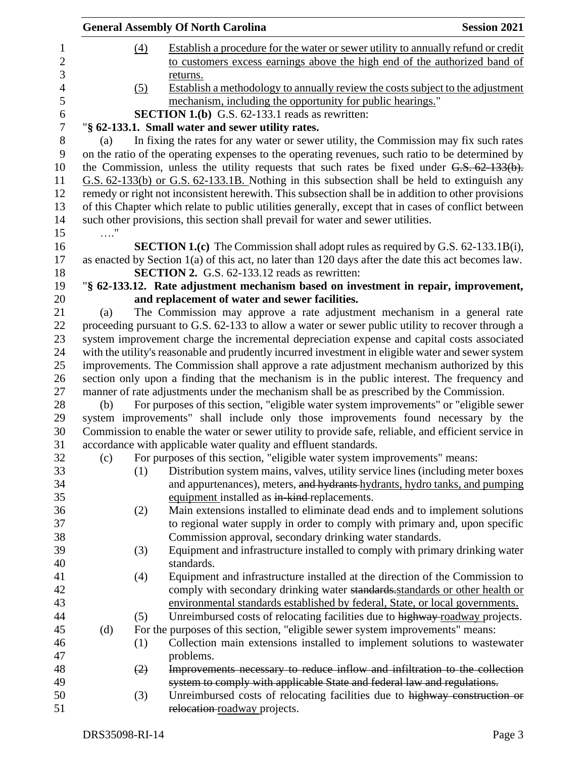(4) Establish a procedure for the water or sewer utility to annually refund or credit to customers excess earnings above the high end of the authorized band of returns.

(5) Establish a methodology to annually review the costs subject to the adjustment mechanism, including the opportunity for public hearings."

**SECTION 1.(b)** G.S. 62-133.1 reads as rewritten:

"**§ 62-133.1. Small water and sewer utility rates.**

(a) In fixing the rates for any water or sewer utility, the Commission may fix such rates on the ratio of the operating expenses to the operating revenues, such ratio to be determined by the Commission, unless the utility requests that such rates be fixed under ~~G.S. 62-133(b).~~ G.S. 62-133(b) or G.S. 62-133.1B. Nothing in this subsection shall be held to extinguish any remedy or right not inconsistent herewith. This subsection shall be in addition to other provisions of this Chapter which relate to public utilities generally, except that in cases of conflict between such other provisions, this section shall prevail for water and sewer utilities.

…."

**SECTION 1.(c)** The Commission shall adopt rules as required by G.S. 62-133.1B(i), as enacted by Section 1(a) of this act, no later than 120 days after the date this act becomes law.

**SECTION 2.** G.S. 62-133.12 reads as rewritten:

"**§ 62-133.12. Rate adjustment mechanism based on investment in repair, improvement, and replacement of water and sewer facilities.**

(a) The Commission may approve a rate adjustment mechanism in a general rate proceeding pursuant to G.S. 62-133 to allow a water or sewer public utility to recover through a system improvement charge the incremental depreciation expense and capital costs associated with the utility's reasonable and prudently incurred investment in eligible water and sewer system improvements. The Commission shall approve a rate adjustment mechanism authorized by this section only upon a finding that the mechanism is in the public interest. The frequency and manner of rate adjustments under the mechanism shall be as prescribed by the Commission.

(b) For purposes of this section, "eligible water system improvements" or "eligible sewer system improvements" shall include only those improvements found necessary by the Commission to enable the water or sewer utility to provide safe, reliable, and efficient service in accordance with applicable water quality and effluent standards.

(c) For purposes of this section, "eligible water system improvements" means:

(1) Distribution system mains, valves, utility service lines (including meter boxes and appurtenances), meters, ~~and hydrants~~ hydrants, hydro tanks, and pumping equipment installed as ~~in-kind~~ replacements.

(2) Main extensions installed to eliminate dead ends and to implement solutions to regional water supply in order to comply with primary and, upon specific Commission approval, secondary drinking water standards.

(3) Equipment and infrastructure installed to comply with primary drinking water standards.

(4) Equipment and infrastructure installed at the direction of the Commission to comply with secondary drinking water ~~standards.~~ standards or other health or environmental standards established by federal, State, or local governments.

(5) Unreimbursed costs of relocating facilities due to ~~highway~~ roadway projects.

(d) For the purposes of this section, "eligible sewer system improvements" means:

(1) Collection main extensions installed to implement solutions to wastewater problems.

~~(2) Improvements necessary to reduce inflow and infiltration to the collection system to comply with applicable State and federal law and regulations.~~

(3) Unreimbursed costs of relocating facilities due to ~~highway construction or relocation~~ roadway projects.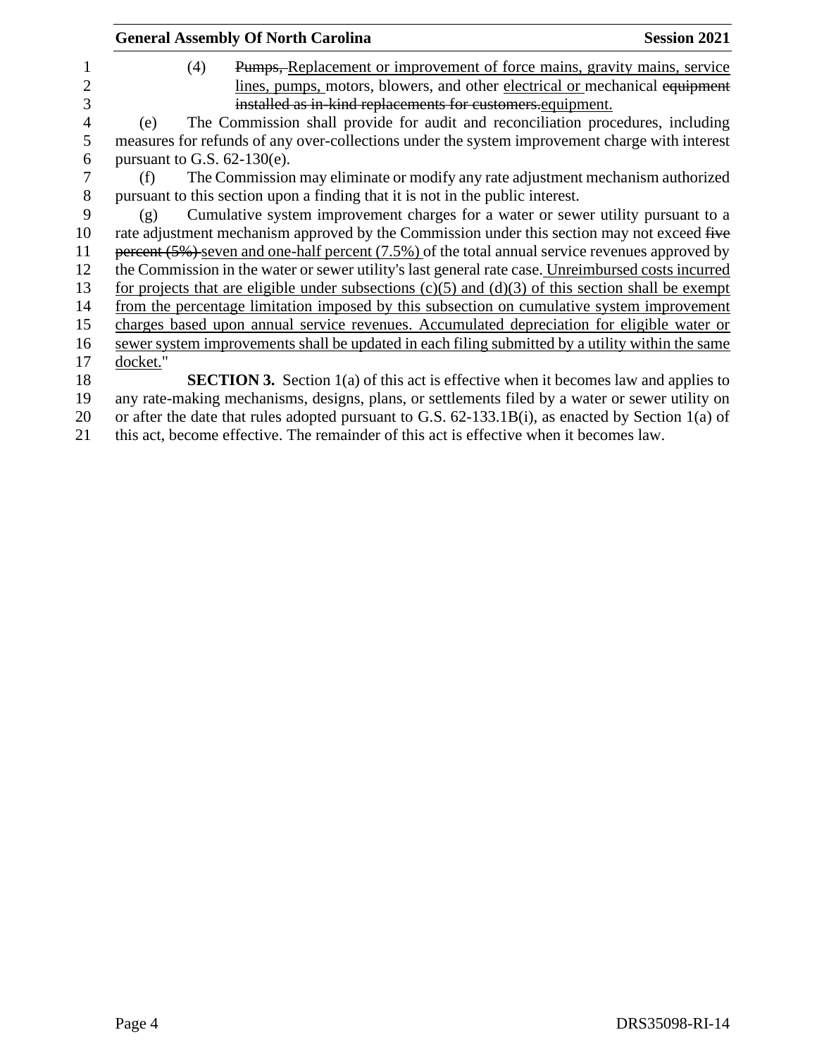(4) ~~Pumps,~~ Replacement or improvement of force mains, gravity mains, service lines, pumps, motors, blowers, and other electrical or mechanical ~~equipment installed as in-kind replacements for customers.~~equipment.

(e) The Commission shall provide for audit and reconciliation procedures, including measures for refunds of any over-collections under the system improvement charge with interest pursuant to G.S. 62-130(e).

(f) The Commission may eliminate or modify any rate adjustment mechanism authorized pursuant to this section upon a finding that it is not in the public interest.

(g) Cumulative system improvement charges for a water or sewer utility pursuant to a rate adjustment mechanism approved by the Commission under this section may not exceed ~~five percent (5%)~~ seven and one-half percent (7.5%) of the total annual service revenues approved by the Commission in the water or sewer utility's last general rate case. Unreimbursed costs incurred for projects that are eligible under subsections (c)(5) and (d)(3) of this section shall be exempt from the percentage limitation imposed by this subsection on cumulative system improvement charges based upon annual service revenues. Accumulated depreciation for eligible water or sewer system improvements shall be updated in each filing submitted by a utility within the same docket."

**SECTION 3.** Section 1(a) of this act is effective when it becomes law and applies to any rate-making mechanisms, designs, plans, or settlements filed by a water or sewer utility on or after the date that rules adopted pursuant to G.S. 62-133.1B(i), as enacted by Section 1(a) of this act, become effective. The remainder of this act is effective when it becomes law.